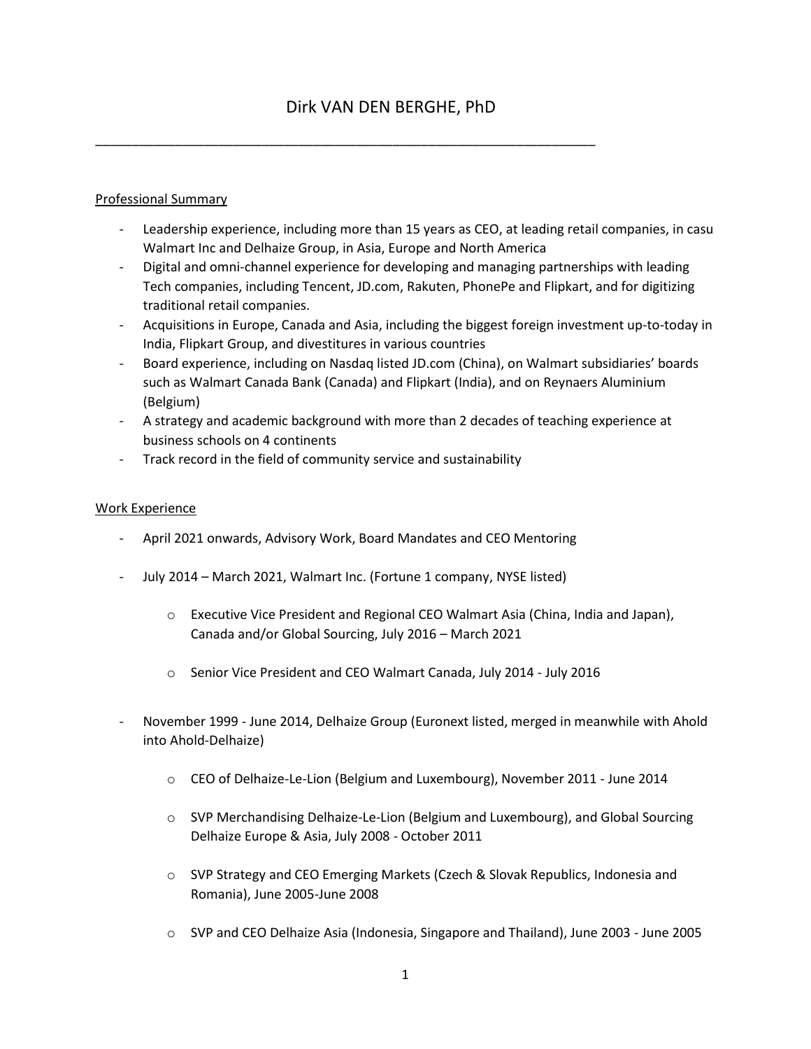# Dirk VAN DEN BERGHE, PhD

---

## Professional Summary

- Leadership experience, including more than 15 years as CEO, at leading retail companies, in casu Walmart Inc and Delhaize Group, in Asia, Europe and North America
- Digital and omni-channel experience for developing and managing partnerships with leading Tech companies, including Tencent, JD.com, Rakuten, PhonePe and Flipkart, and for digitizing traditional retail companies.
- Acquisitions in Europe, Canada and Asia, including the biggest foreign investment up-to-today in India, Flipkart Group, and divestitures in various countries
- Board experience, including on Nasdaq listed JD.com (China), on Walmart subsidiaries' boards such as Walmart Canada Bank (Canada) and Flipkart (India), and on Reynaers Aluminium (Belgium)
- A strategy and academic background with more than 2 decades of teaching experience at business schools on 4 continents
- Track record in the field of community service and sustainability

## Work Experience

- April 2021 onwards, Advisory Work, Board Mandates and CEO Mentoring

- July 2014 – March 2021, Walmart Inc. (Fortune 1 company, NYSE listed)
  - Executive Vice President and Regional CEO Walmart Asia (China, India and Japan), Canada and/or Global Sourcing, July 2016 – March 2021
  - Senior Vice President and CEO Walmart Canada, July 2014 - July 2016

- November 1999 - June 2014, Delhaize Group (Euronext listed, merged in meanwhile with Ahold into Ahold-Delhaize)
  - CEO of Delhaize-Le-Lion (Belgium and Luxembourg), November 2011 - June 2014
  - SVP Merchandising Delhaize-Le-Lion (Belgium and Luxembourg), and Global Sourcing Delhaize Europe & Asia, July 2008 - October 2011
  - SVP Strategy and CEO Emerging Markets (Czech & Slovak Republics, Indonesia and Romania), June 2005-June 2008
  - SVP and CEO Delhaize Asia (Indonesia, Singapore and Thailand), June 2003 - June 2005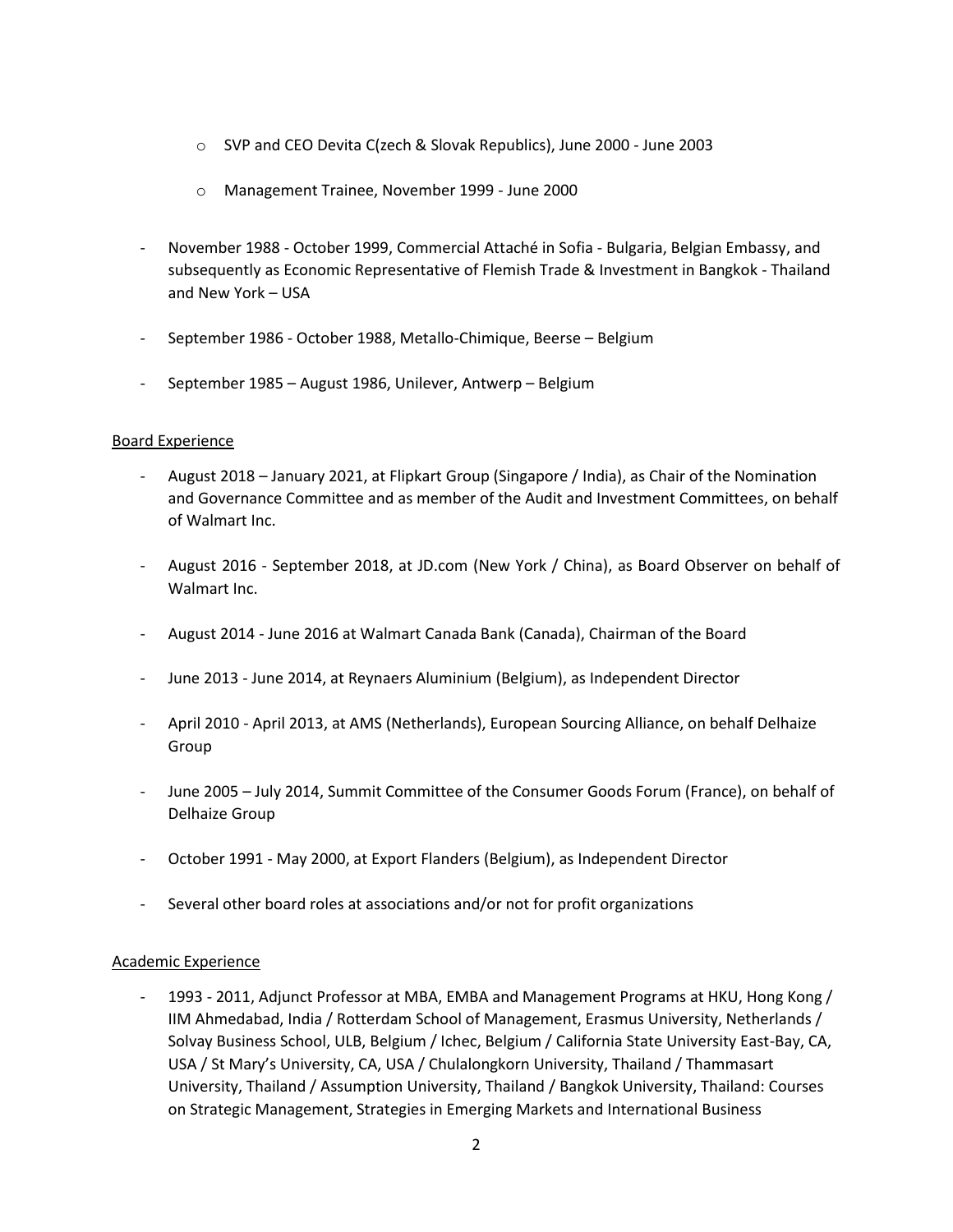- SVP and CEO Devita C(zech & Slovak Republics), June 2000 - June 2003
  - Management Trainee, November 1999 - June 2000

- November 1988 - October 1999, Commercial Attaché in Sofia - Bulgaria, Belgian Embassy, and subsequently as Economic Representative of Flemish Trade & Investment in Bangkok - Thailand and New York – USA
- September 1986 - October 1988, Metallo-Chimique, Beerse – Belgium
- September 1985 – August 1986, Unilever, Antwerp – Belgium

Board Experience

- August 2018 – January 2021, at Flipkart Group (Singapore / India), as Chair of the Nomination and Governance Committee and as member of the Audit and Investment Committees, on behalf of Walmart Inc.
- August 2016 - September 2018, at JD.com (New York / China), as Board Observer on behalf of Walmart Inc.
- August 2014 - June 2016 at Walmart Canada Bank (Canada), Chairman of the Board
- June 2013 - June 2014, at Reynaers Aluminium (Belgium), as Independent Director
- April 2010 - April 2013, at AMS (Netherlands), European Sourcing Alliance, on behalf Delhaize Group
- June 2005 – July 2014, Summit Committee of the Consumer Goods Forum (France), on behalf of Delhaize Group
- October 1991 - May 2000, at Export Flanders (Belgium), as Independent Director
- Several other board roles at associations and/or not for profit organizations

Academic Experience

- 1993 - 2011, Adjunct Professor at MBA, EMBA and Management Programs at HKU, Hong Kong / IIM Ahmedabad, India / Rotterdam School of Management, Erasmus University, Netherlands / Solvay Business School, ULB, Belgium / Ichec, Belgium / California State University East-Bay, CA, USA / St Mary's University, CA, USA / Chulalongkorn University, Thailand / Thammasart University, Thailand / Assumption University, Thailand / Bangkok University, Thailand: Courses on Strategic Management, Strategies in Emerging Markets and International Business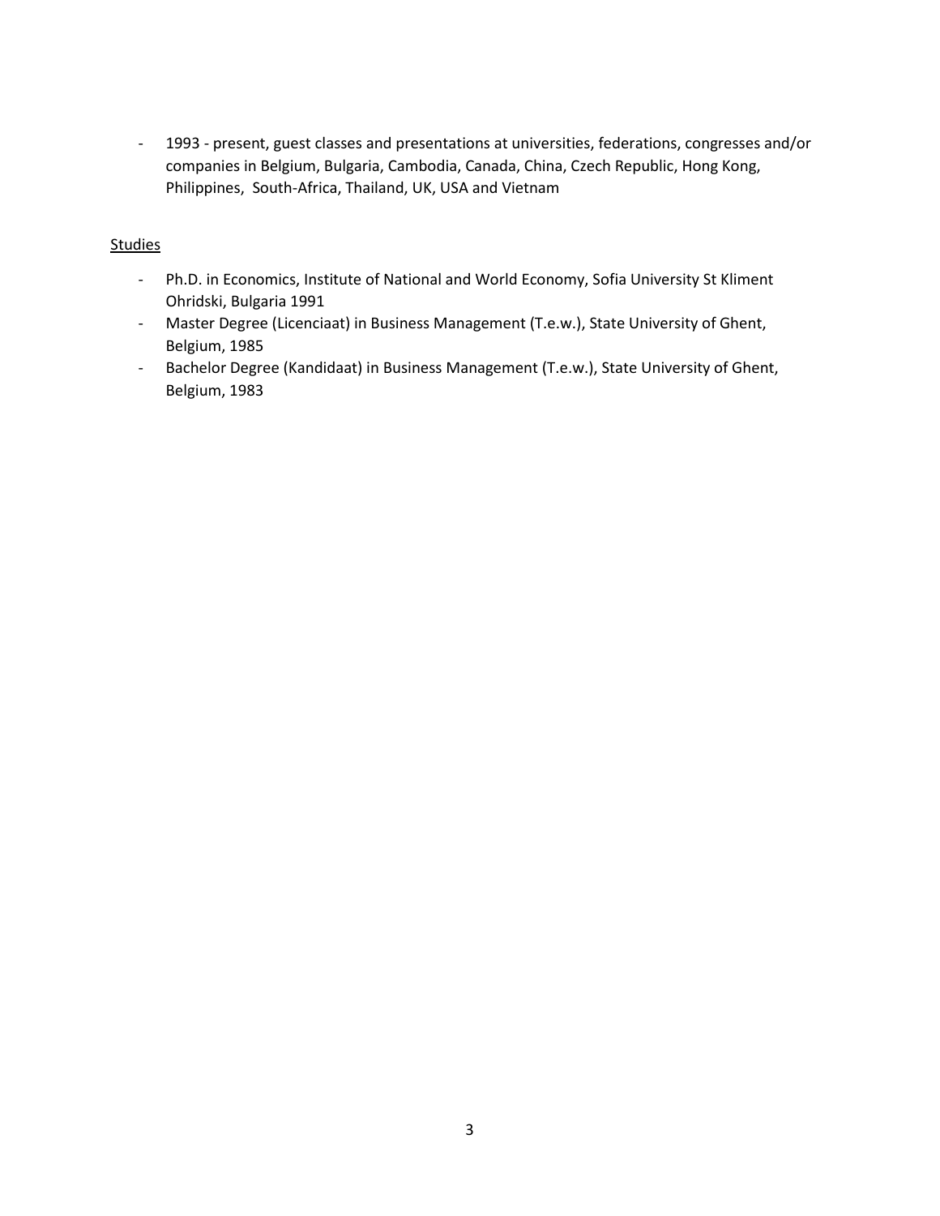- 1993 - present, guest classes and presentations at universities, federations, congresses and/or companies in Belgium, Bulgaria, Cambodia, Canada, China, Czech Republic, Hong Kong, Philippines, South-Africa, Thailand, UK, USA and Vietnam

<u>Studies</u>

- Ph.D. in Economics, Institute of National and World Economy, Sofia University St Kliment Ohridski, Bulgaria 1991
- Master Degree (Licenciaat) in Business Management (T.e.w.), State University of Ghent, Belgium, 1985
- Bachelor Degree (Kandidaat) in Business Management (T.e.w.), State University of Ghent, Belgium, 1983